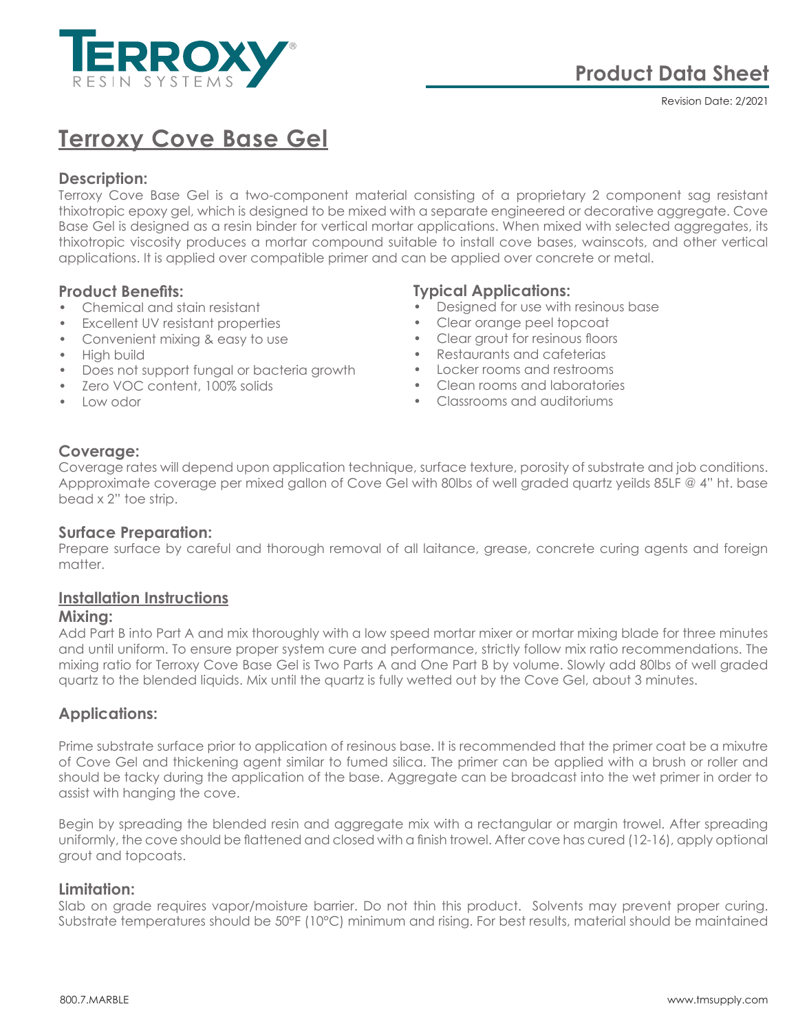# Product Data Sheet

Revision Date: 2/2021

# Terroxy Cove Base Gel

## Description:

Terroxy Cove Base Gel is a two-component material consisting of a proprietary 2 component sag resistant thixotropic epoxy gel, which is designed to be mixed with a separate engineered or decorative aggregate. Cove Base Gel is designed as a resin binder for vertical mortar applications. When mixed with selected aggregates, its thixotropic viscosity produces a mortar compound suitable to install cove bases, wainscots, and other vertical applications. It is applied over compatible primer and can be applied over concrete or metal.

## Product Benefits:

- Chemical and stain resistant
- Excellent UV resistant properties
- Convenient mixing & easy to use
- High build
- Does not support fungal or bacteria growth
- Zero VOC content, 100% solids
- Low odor

## Typical Applications:

- Designed for use with resinous base
- Clear orange peel topcoat
- Clear grout for resinous floors
- Restaurants and cafeterias
- Locker rooms and restrooms
- Clean rooms and laboratories
- Classrooms and auditoriums

## Coverage:

Coverage rates will depend upon application technique, surface texture, porosity of substrate and job conditions. Appproximate coverage per mixed gallon of Cove Gel with 80lbs of well graded quartz yeilds 85LF @ 4" ht. base bead x 2" toe strip.

## Surface Preparation:

Prepare surface by careful and thorough removal of all laitance, grease, concrete curing agents and foreign matter.

## Installation Instructions

### Mixing:

Add Part B into Part A and mix thoroughly with a low speed mortar mixer or mortar mixing blade for three minutes and until uniform. To ensure proper system cure and performance, strictly follow mix ratio recommendations. The mixing ratio for Terroxy Cove Base Gel is Two Parts A and One Part B by volume. Slowly add 80lbs of well graded quartz to the blended liquids. Mix until the quartz is fully wetted out by the Cove Gel, about 3 minutes.

## Applications:

Prime substrate surface prior to application of resinous base. It is recommended that the primer coat be a mixutre of Cove Gel and thickening agent similar to fumed silica. The primer can be applied with a brush or roller and should be tacky during the application of the base. Aggregate can be broadcast into the wet primer in order to assist with hanging the cove.

Begin by spreading the blended resin and aggregate mix with a rectangular or margin trowel. After spreading uniformly, the cove should be flattened and closed with a finish trowel. After cove has cured (12-16), apply optional grout and topcoats.

## Limitation:

Slab on grade requires vapor/moisture barrier. Do not thin this product. Solvents may prevent proper curing. Substrate temperatures should be 50°F (10°C) minimum and rising. For best results, material should be maintained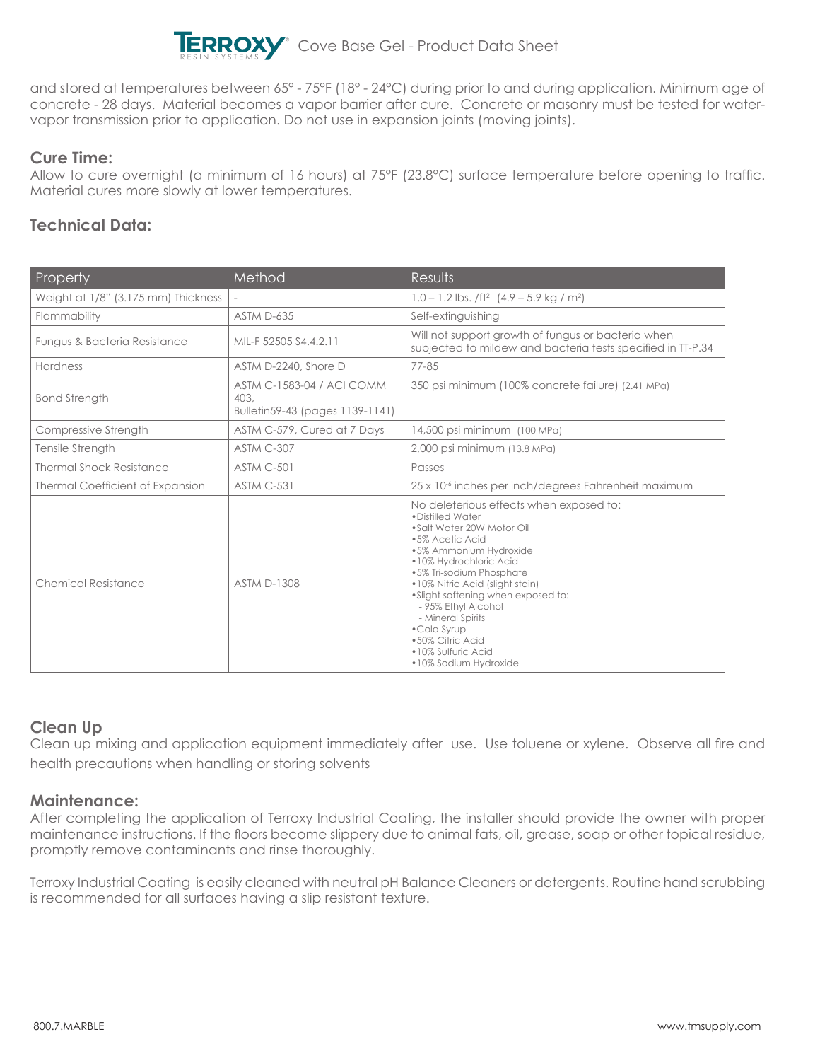and stored at temperatures between 65° - 75°F (18° - 24°C) during prior to and during application. Minimum age of concrete - 28 days. Material becomes a vapor barrier after cure. Concrete or masonry must be tested for water-vapor transmission prior to application. Do not use in expansion joints (moving joints).

## Cure Time:

Allow to cure overnight (a minimum of 16 hours) at 75°F (23.8°C) surface temperature before opening to traffic. Material cures more slowly at lower temperatures.

## Technical Data:

| Property | Method | Results |
|---|---|---|
| Weight at 1/8" (3.175 mm) Thickness | - | 1.0 – 1.2 lbs. /ft$^2$ (4.9 – 5.9 kg / m$^2$) |
| Flammability | ASTM D-635 | Self-extinguishing |
| Fungus & Bacteria Resistance | MIL-F 52505 S4.4.2.11 | Will not support growth of fungus or bacteria when subjected to mildew and bacteria tests specified in TT-P.34 |
| Hardness | ASTM D-2240, Shore D | 77-85 |
| Bond Strength | ASTM C-1583-04 / ACI COMM 403, Bulletin59-43 (pages 1139-1141) | 350 psi minimum (100% concrete failure) (2.41 MPa) |
| Compressive Strength | ASTM C-579, Cured at 7 Days | 14,500 psi minimum (100 MPa) |
| Tensile Strength | ASTM C-307 | 2,000 psi minimum (13.8 MPa) |
| Thermal Shock Resistance | ASTM C-501 | Passes |
| Thermal Coefficient of Expansion | ASTM C-531 | 25 x 10$^{-6}$ inches per inch/degrees Fahrenheit maximum |
| Chemical Resistance | ASTM D-1308 | No deleterious effects when exposed to: •Distilled Water •Salt Water 20W Motor Oil •5% Acetic Acid •5% Ammonium Hydroxide •10% Hydrochloric Acid •5% Tri-sodium Phosphate •10% Nitric Acid (slight stain) •Slight softening when exposed to: - 95% Ethyl Alcohol - Mineral Spirits •Cola Syrup •50% Citric Acid •10% Sulfuric Acid •10% Sodium Hydroxide |

## Clean Up

Clean up mixing and application equipment immediately after use. Use toluene or xylene. Observe all fire and health precautions when handling or storing solvents

## Maintenance:

After completing the application of Terroxy Industrial Coating, the installer should provide the owner with proper maintenance instructions. If the floors become slippery due to animal fats, oil, grease, soap or other topical residue, promptly remove contaminants and rinse thoroughly.

Terroxy Industrial Coating is easily cleaned with neutral pH Balance Cleaners or detergents. Routine hand scrubbing is recommended for all surfaces having a slip resistant texture.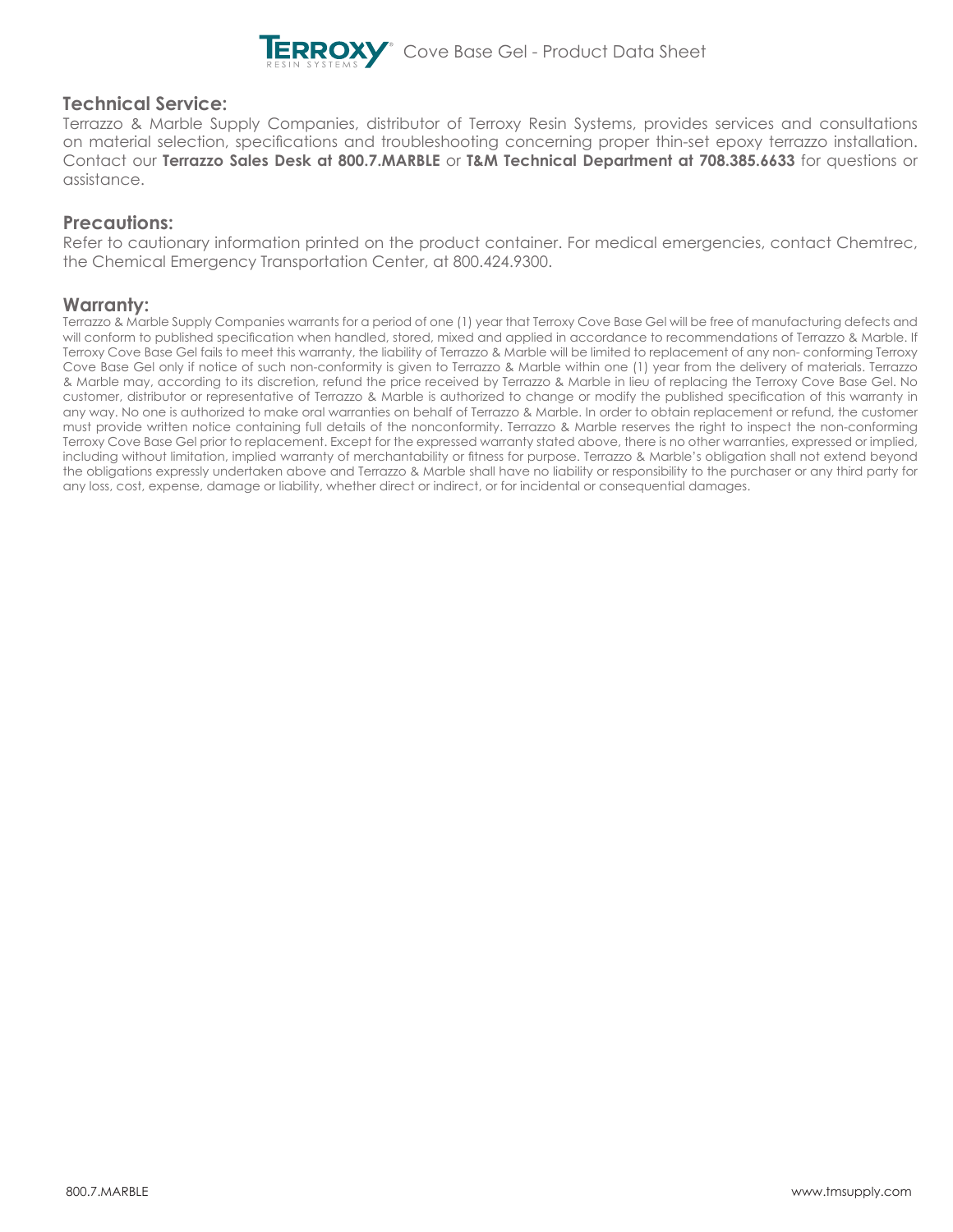## Technical Service:

Terrazzo & Marble Supply Companies, distributor of Terroxy Resin Systems, provides services and consultations on material selection, specifications and troubleshooting concerning proper thin-set epoxy terrazzo installation. Contact our **Terrazzo Sales Desk at 800.7.MARBLE** or **T&M Technical Department at 708.385.6633** for questions or assistance.

## Precautions:

Refer to cautionary information printed on the product container. For medical emergencies, contact Chemtrec, the Chemical Emergency Transportation Center, at 800.424.9300.

## Warranty:

Terrazzo & Marble Supply Companies warrants for a period of one (1) year that Terroxy Cove Base Gel will be free of manufacturing defects and will conform to published specification when handled, stored, mixed and applied in accordance to recommendations of Terrazzo & Marble. If Terroxy Cove Base Gel fails to meet this warranty, the liability of Terrazzo & Marble will be limited to replacement of any non- conforming Terroxy Cove Base Gel only if notice of such non-conformity is given to Terrazzo & Marble within one (1) year from the delivery of materials. Terrazzo & Marble may, according to its discretion, refund the price received by Terrazzo & Marble in lieu of replacing the Terroxy Cove Base Gel. No customer, distributor or representative of Terrazzo & Marble is authorized to change or modify the published specification of this warranty in any way. No one is authorized to make oral warranties on behalf of Terrazzo & Marble. In order to obtain replacement or refund, the customer must provide written notice containing full details of the nonconformity. Terrazzo & Marble reserves the right to inspect the non-conforming Terroxy Cove Base Gel prior to replacement. Except for the expressed warranty stated above, there is no other warranties, expressed or implied, including without limitation, implied warranty of merchantability or fitness for purpose. Terrazzo & Marble's obligation shall not extend beyond the obligations expressly undertaken above and Terrazzo & Marble shall have no liability or responsibility to the purchaser or any third party for any loss, cost, expense, damage or liability, whether direct or indirect, or for incidental or consequential damages.